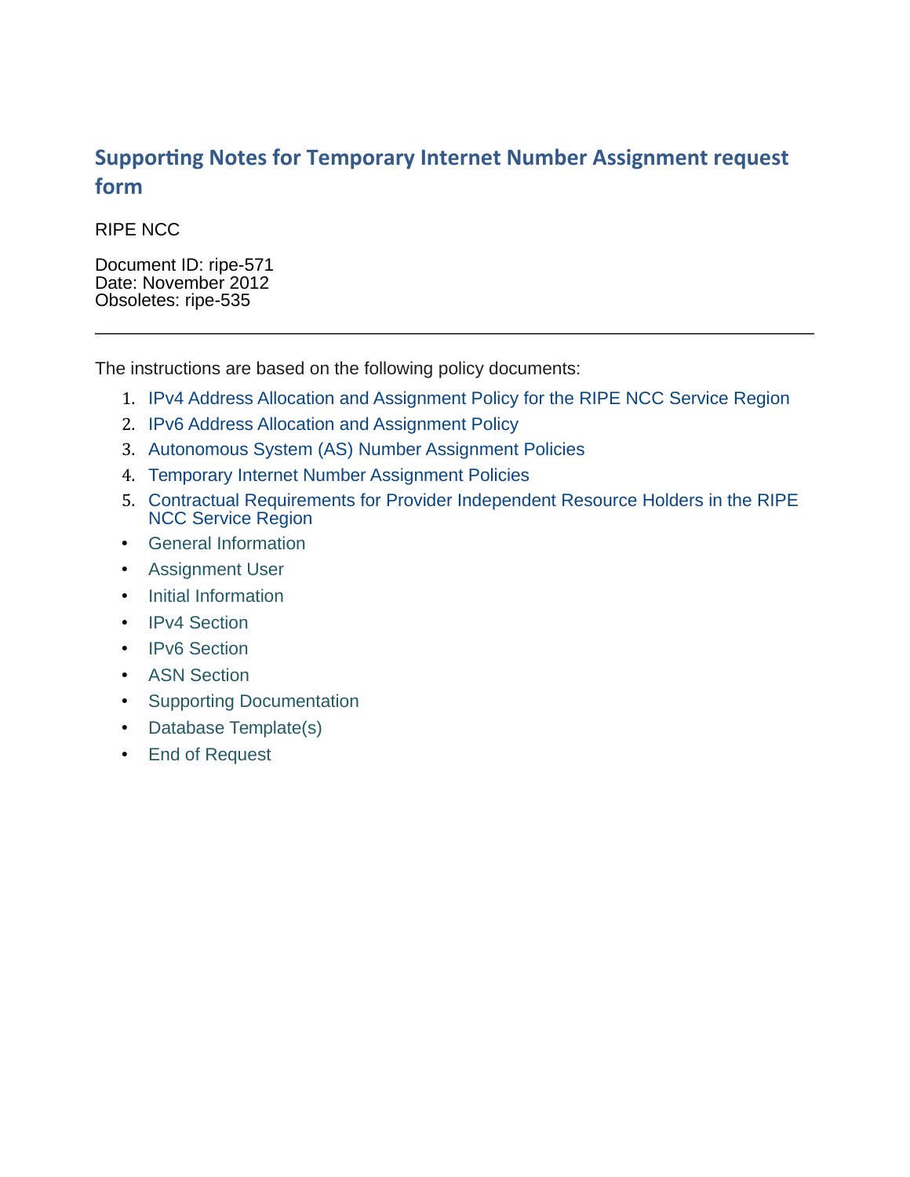# Supporting Notes for Temporary Internet Number Assignment request form

RIPE NCC

Document ID: ripe-571
Date: November 2012
Obsoletes: ripe-535

---

The instructions are based on the following policy documents:

1. IPv4 Address Allocation and Assignment Policy for the RIPE NCC Service Region
2. IPv6 Address Allocation and Assignment Policy
3. Autonomous System (AS) Number Assignment Policies
4. Temporary Internet Number Assignment Policies
5. Contractual Requirements for Provider Independent Resource Holders in the RIPE NCC Service Region

- General Information
- Assignment User
- Initial Information
- IPv4 Section
- IPv6 Section
- ASN Section
- Supporting Documentation
- Database Template(s)
- End of Request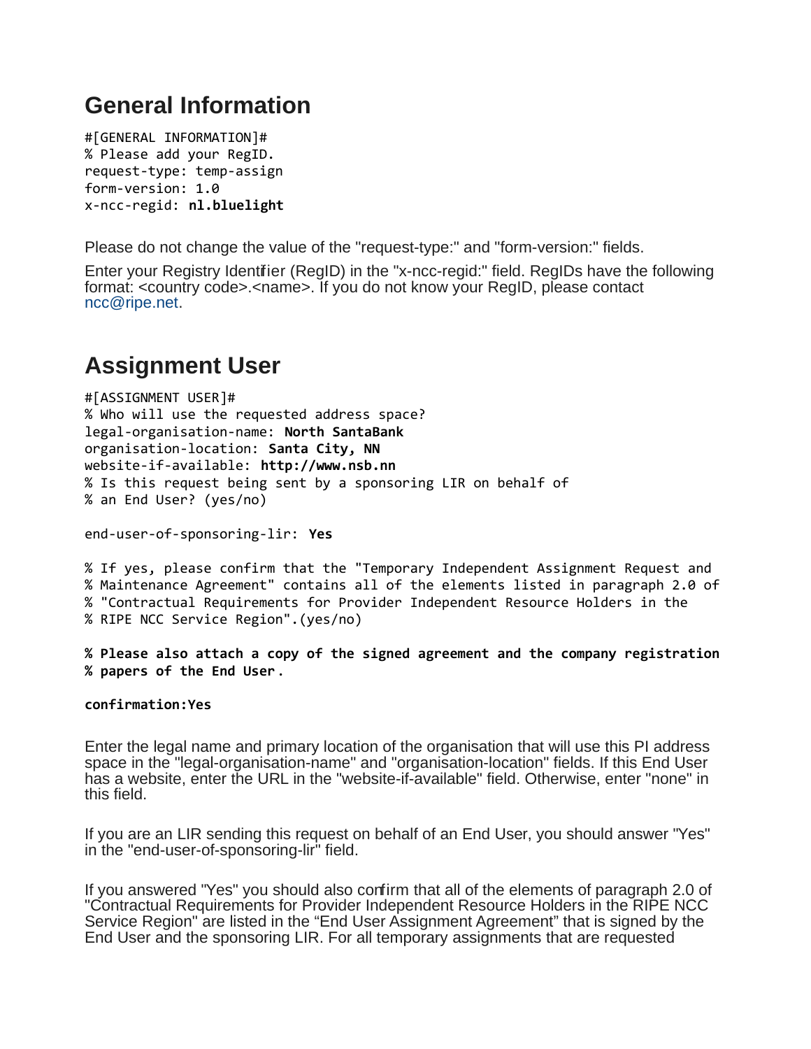## General Information

```
#[GENERAL INFORMATION]#
% Please add your RegID.
request-type: temp-assign
form-version: 1.0
x-ncc-regid: nl.bluelight
```

Please do not change the value of the "request-type:" and "form-version:" fields.

Enter your Registry Identifier (RegID) in the "x-ncc-regid:" field. RegIDs have the following format: <country code>.<name>. If you do not know your RegID, please contact ncc@ripe.net.

## Assignment User

```
#[ASSIGNMENT USER]#
% Who will use the requested address space?
legal-organisation-name: North SantaBank
organisation-location: Santa City, NN
website-if-available: http://www.nsb.nn
% Is this request being sent by a sponsoring LIR on behalf of
% an End User? (yes/no)

end-user-of-sponsoring-lir: Yes

% If yes, please confirm that the "Temporary Independent Assignment Request and
% Maintenance Agreement" contains all of the elements listed in paragraph 2.0 of
% "Contractual Requirements for Provider Independent Resource Holders in the
% RIPE NCC Service Region".(yes/no)

% Please also attach a copy of the signed agreement and the company registration
% papers of the End User.

confirmation:Yes
```

Enter the legal name and primary location of the organisation that will use this PI address space in the "legal-organisation-name" and "organisation-location" fields. If this End User has a website, enter the URL in the "website-if-available" field. Otherwise, enter "none" in this field.

If you are an LIR sending this request on behalf of an End User, you should answer "Yes" in the "end-user-of-sponsoring-lir" field.

If you answered "Yes" you should also confirm that all of the elements of paragraph 2.0 of "Contractual Requirements for Provider Independent Resource Holders in the RIPE NCC Service Region" are listed in the "End User Assignment Agreement" that is signed by the End User and the sponsoring LIR. For all temporary assignments that are requested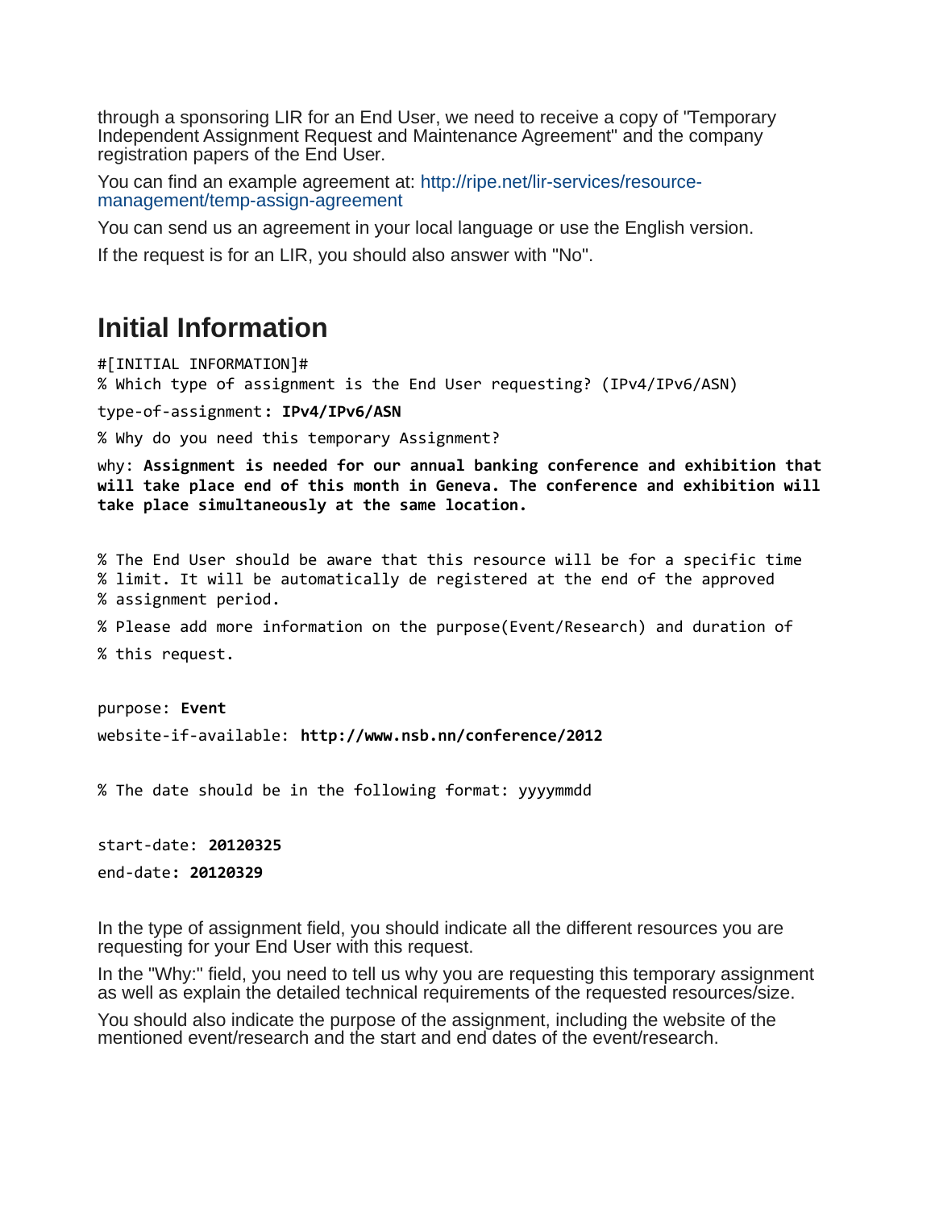through a sponsoring LIR for an End User, we need to receive a copy of "Temporary Independent Assignment Request and Maintenance Agreement" and the company registration papers of the End User.

You can find an example agreement at: http://ripe.net/lir-services/resource-management/temp-assign-agreement

You can send us an agreement in your local language or use the English version.

If the request is for an LIR, you should also answer with "No".

## Initial Information

```
#[INITIAL INFORMATION]#
% Which type of assignment is the End User requesting? (IPv4/IPv6/ASN)

type-of-assignment: IPv4/IPv6/ASN

% Why do you need this temporary Assignment?

why: Assignment is needed for our annual banking conference and exhibition that
will take place end of this month in Geneva. The conference and exhibition will
take place simultaneously at the same location.


% The End User should be aware that this resource will be for a specific time
% limit. It will be automatically de registered at the end of the approved
% assignment period.

% Please add more information on the purpose(Event/Research) and duration of

% this request.


purpose: Event

website-if-available: http://www.nsb.nn/conference/2012


% The date should be in the following format: yyyymmdd


start-date: 20120325

end-date: 20120329
```

In the type of assignment field, you should indicate all the different resources you are requesting for your End User with this request.

In the "Why:" field, you need to tell us why you are requesting this temporary assignment as well as explain the detailed technical requirements of the requested resources/size.

You should also indicate the purpose of the assignment, including the website of the mentioned event/research and the start and end dates of the event/research.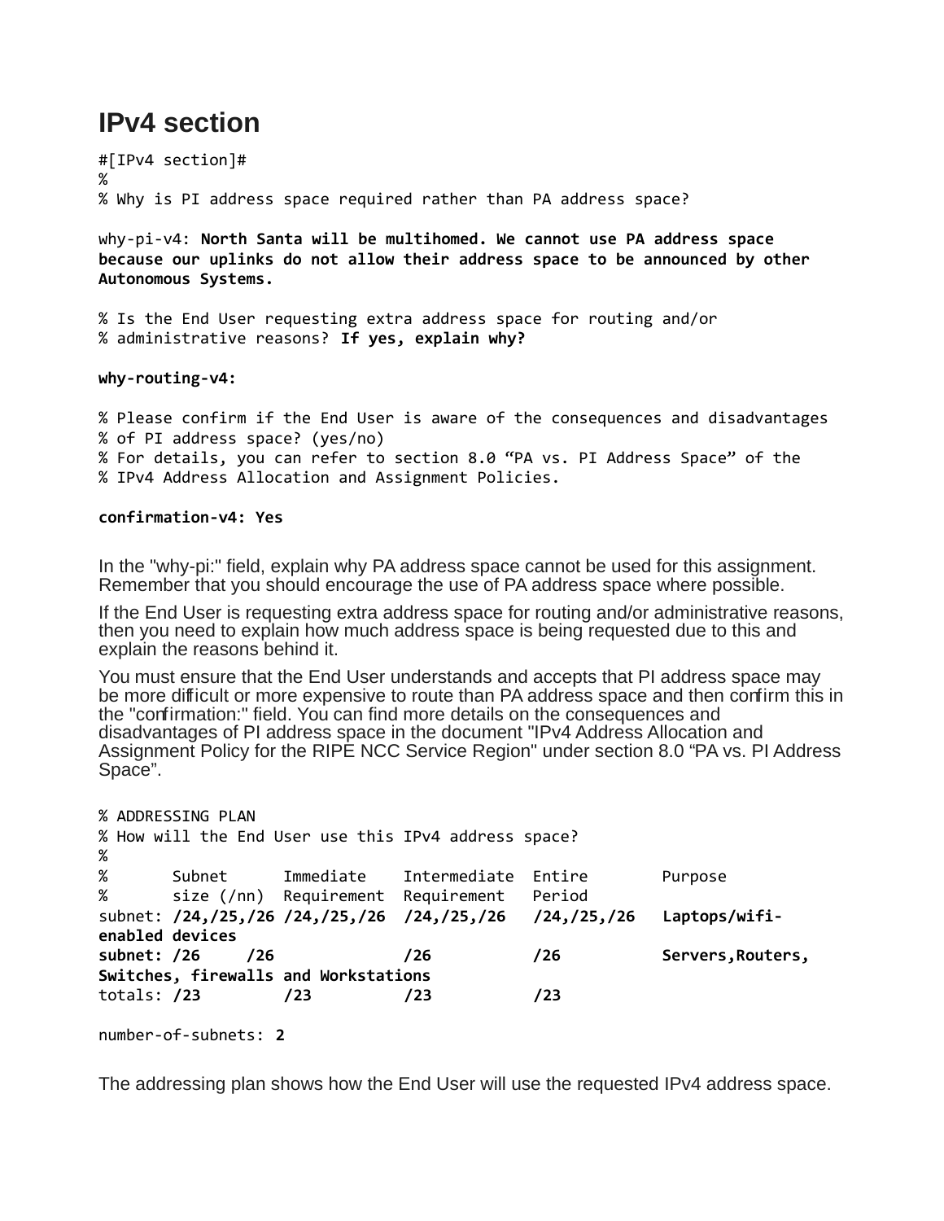# IPv4 section

```
#[IPv4 section]#
%
% Why is PI address space required rather than PA address space?

why-pi-v4: North Santa will be multihomed. We cannot use PA address space
because our uplinks do not allow their address space to be announced by other
Autonomous Systems.

% Is the End User requesting extra address space for routing and/or
% administrative reasons? If yes, explain why?

why-routing-v4:

% Please confirm if the End User is aware of the consequences and disadvantages
% of PI address space? (yes/no)
% For details, you can refer to section 8.0 "PA vs. PI Address Space" of the
% IPv4 Address Allocation and Assignment Policies.

confirmation-v4: Yes
```

In the "why-pi:" field, explain why PA address space cannot be used for this assignment. Remember that you should encourage the use of PA address space where possible.

If the End User is requesting extra address space for routing and/or administrative reasons, then you need to explain how much address space is being requested due to this and explain the reasons behind it.

You must ensure that the End User understands and accepts that PI address space may be more difficult or more expensive to route than PA address space and then confirm this in the "confirmation:" field. You can find more details on the consequences and disadvantages of PI address space in the document "IPv4 Address Allocation and Assignment Policy for the RIPE NCC Service Region" under section 8.0 "PA vs. PI Address Space".

```
% ADDRESSING PLAN
% How will the End User use this IPv4 address space?
%
%       Subnet      Immediate    Intermediate  Entire       Purpose
%       size (/nn)  Requirement  Requirement   Period
subnet: /24,/25,/26 /24,/25,/26  /24,/25,/26   /24,/25,/26   Laptops/wifi-
enabled devices
subnet: /26     /26            /26           /26          Servers,Routers,
Switches, firewalls and Workstations
totals: /23         /23         /23           /23

number-of-subnets: 2
```

The addressing plan shows how the End User will use the requested IPv4 address space.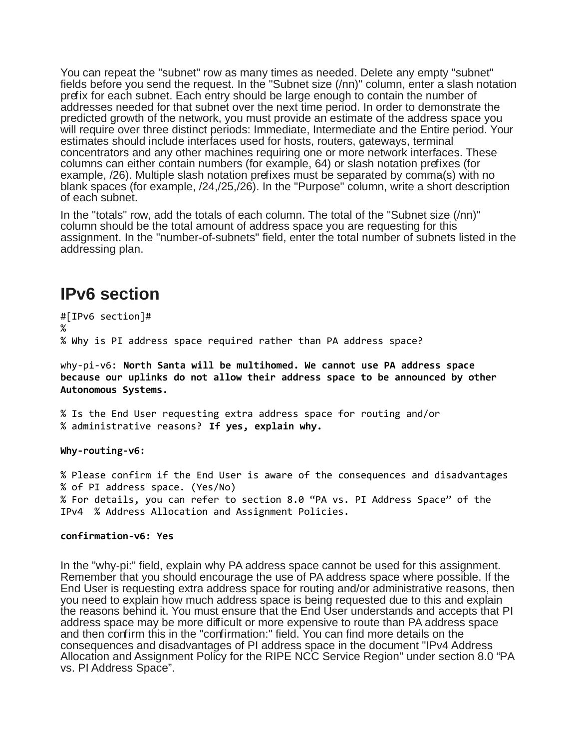You can repeat the "subnet" row as many times as needed. Delete any empty "subnet" fields before you send the request. In the "Subnet size (/nn)" column, enter a slash notation prefix for each subnet. Each entry should be large enough to contain the number of addresses needed for that subnet over the next time period. In order to demonstrate the predicted growth of the network, you must provide an estimate of the address space you will require over three distinct periods: Immediate, Intermediate and the Entire period. Your estimates should include interfaces used for hosts, routers, gateways, terminal concentrators and any other machines requiring one or more network interfaces. These columns can either contain numbers (for example, 64) or slash notation prefixes (for example, /26). Multiple slash notation prefixes must be separated by comma(s) with no blank spaces (for example, /24,/25,/26). In the "Purpose" column, write a short description of each subnet.

In the "totals" row, add the totals of each column. The total of the "Subnet size (/nn)" column should be the total amount of address space you are requesting for this assignment. In the "number-of-subnets" field, enter the total number of subnets listed in the addressing plan.

## IPv6 section

```
#[IPv6 section]#
%
% Why is PI address space required rather than PA address space?
```

why-pi-v6: **North Santa will be multihomed. We cannot use PA address space because our uplinks do not allow their address space to be announced by other Autonomous Systems.**

```
% Is the End User requesting extra address space for routing and/or
% administrative reasons?
```
**If yes, explain why.**

**Why-routing-v6:**

```
% Please confirm if the End User is aware of the consequences and disadvantages
% of PI address space. (Yes/No)
% For details, you can refer to section 8.0 "PA vs. PI Address Space" of the
IPv4  % Address Allocation and Assignment Policies.
```

**confirmation-v6: Yes**

In the "why-pi:" field, explain why PA address space cannot be used for this assignment. Remember that you should encourage the use of PA address space where possible. If the End User is requesting extra address space for routing and/or administrative reasons, then you need to explain how much address space is being requested due to this and explain the reasons behind it. You must ensure that the End User understands and accepts that PI address space may be more difficult or more expensive to route than PA address space and then confirm this in the "confirmation:" field. You can find more details on the consequences and disadvantages of PI address space in the document "IPv4 Address Allocation and Assignment Policy for the RIPE NCC Service Region" under section 8.0 "PA vs. PI Address Space".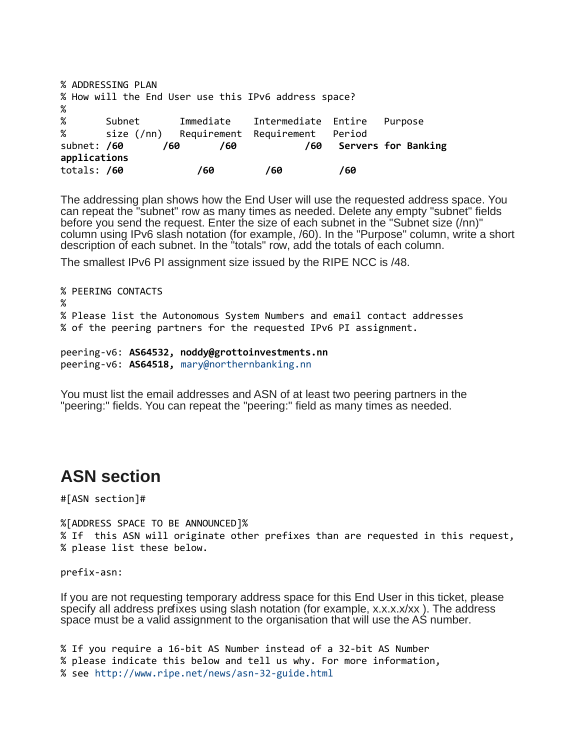```
% ADDRESSING PLAN
% How will the End User use this IPv6 address space?
%
%       Subnet       Immediate    Intermediate  Entire   Purpose
%       size (/nn)   Requirement  Requirement   Period
subnet: /60      /60       /60           /60   Servers for Banking
applications
totals: /60           /60         /60          /60
```

The addressing plan shows how the End User will use the requested address space. You can repeat the "subnet" row as many times as needed. Delete any empty "subnet" fields before you send the request. Enter the size of each subnet in the "Subnet size (/nn)" column using IPv6 slash notation (for example, /60). In the "Purpose" column, write a short description of each subnet. In the "totals" row, add the totals of each column.

The smallest IPv6 PI assignment size issued by the RIPE NCC is /48.

```
% PEERING CONTACTS
%
% Please list the Autonomous System Numbers and email contact addresses
% of the peering partners for the requested IPv6 PI assignment.

peering-v6: AS64532, noddy@grottoinvestments.nn
peering-v6: AS64518, mary@northernbanking.nn
```

You must list the email addresses and ASN of at least two peering partners in the "peering:" fields. You can repeat the "peering:" field as many times as needed.

## ASN section

```
#[ASN section]#

%[ADDRESS SPACE TO BE ANNOUNCED]%
% If  this ASN will originate other prefixes than are requested in this request,
% please list these below.

prefix-asn:
```

If you are not requesting temporary address space for this End User in this ticket, please specify all address prefixes using slash notation (for example, x.x.x.x/xx ). The address space must be a valid assignment to the organisation that will use the AS number.

```
% If you require a 16-bit AS Number instead of a 32-bit AS Number
% please indicate this below and tell us why. For more information,
% see http://www.ripe.net/news/asn-32-guide.html
```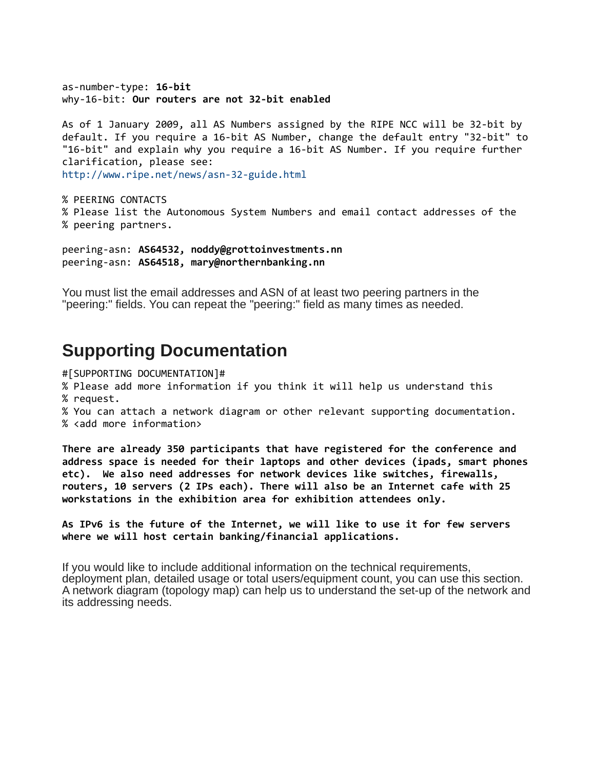```
as-number-type: 16-bit
why-16-bit: Our routers are not 32-bit enabled

As of 1 January 2009, all AS Numbers assigned by the RIPE NCC will be 32-bit by
default. If you require a 16-bit AS Number, change the default entry "32-bit" to
"16-bit" and explain why you require a 16-bit AS Number. If you require further
clarification, please see:
http://www.ripe.net/news/asn-32-guide.html

% PEERING CONTACTS
% Please list the Autonomous System Numbers and email contact addresses of the
% peering partners.

peering-asn: AS64532, noddy@grottoinvestments.nn
peering-asn: AS64518, mary@northernbanking.nn
```

You must list the email addresses and ASN of at least two peering partners in the "peering:" fields. You can repeat the "peering:" field as many times as needed.

## Supporting Documentation

```
#[SUPPORTING DOCUMENTATION]#
% Please add more information if you think it will help us understand this
% request.
% You can attach a network diagram or other relevant supporting documentation.
% <add more information>

There are already 350 participants that have registered for the conference and
address space is needed for their laptops and other devices (ipads, smart phones
etc).  We also need addresses for network devices like switches, firewalls,
routers, 10 servers (2 IPs each). There will also be an Internet cafe with 25
workstations in the exhibition area for exhibition attendees only.

As IPv6 is the future of the Internet, we will like to use it for few servers
where we will host certain banking/financial applications.
```

If you would like to include additional information on the technical requirements, deployment plan, detailed usage or total users/equipment count, you can use this section. A network diagram (topology map) can help us to understand the set-up of the network and its addressing needs.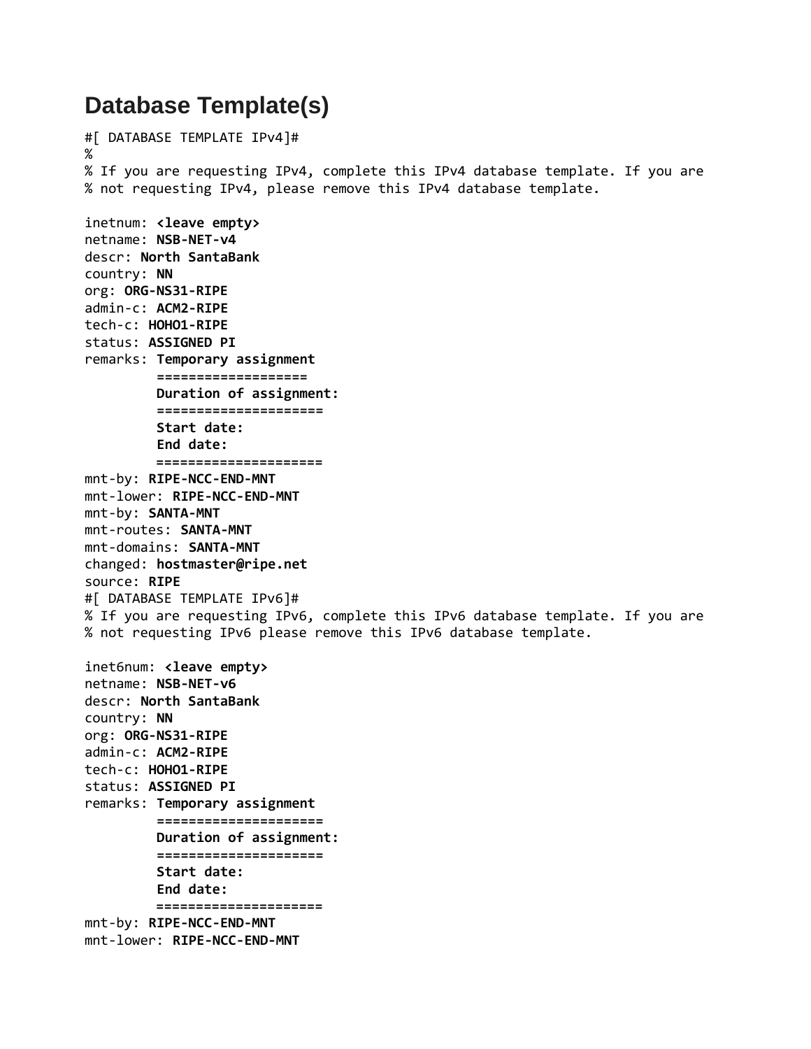# Database Template(s)

```
#[ DATABASE TEMPLATE IPv4]#
%
% If you are requesting IPv4, complete this IPv4 database template. If you are
% not requesting IPv4, please remove this IPv4 database template.

inetnum: <leave empty>
netname: NSB-NET-v4
descr: North SantaBank
country: NN
org: ORG-NS31-RIPE
admin-c: ACM2-RIPE
tech-c: HOHO1-RIPE
status: ASSIGNED PI
remarks: Temporary assignment
         ===================
         Duration of assignment:
         =====================
         Start date:
         End date:
         =====================
mnt-by: RIPE-NCC-END-MNT
mnt-lower: RIPE-NCC-END-MNT
mnt-by: SANTA-MNT
mnt-routes: SANTA-MNT
mnt-domains: SANTA-MNT
changed: hostmaster@ripe.net
source: RIPE
#[ DATABASE TEMPLATE IPv6]#
% If you are requesting IPv6, complete this IPv6 database template. If you are
% not requesting IPv6 please remove this IPv6 database template.

inet6num: <leave empty>
netname: NSB-NET-v6
descr: North SantaBank
country: NN
org: ORG-NS31-RIPE
admin-c: ACM2-RIPE
tech-c: HOHO1-RIPE
status: ASSIGNED PI
remarks: Temporary assignment
         =====================
         Duration of assignment:
         =====================
         Start date:
         End date:
         =====================
mnt-by: RIPE-NCC-END-MNT
mnt-lower: RIPE-NCC-END-MNT
```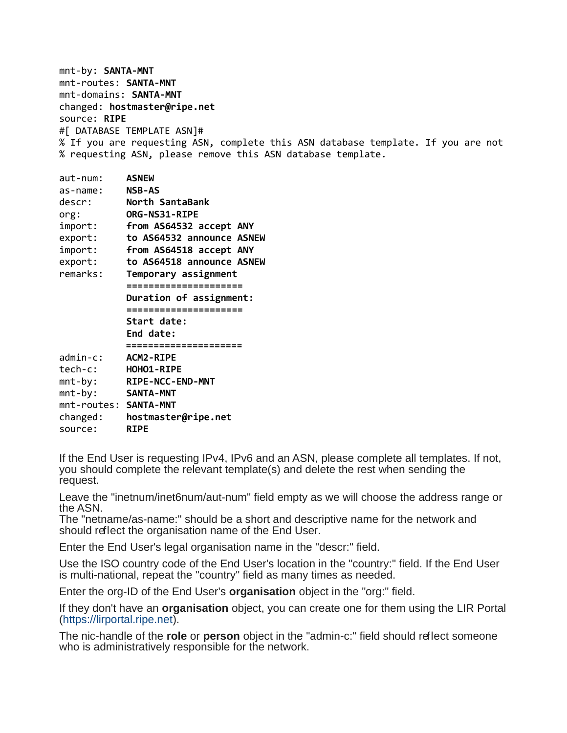```
mnt-by: SANTA-MNT
mnt-routes: SANTA-MNT
mnt-domains: SANTA-MNT
changed: hostmaster@ripe.net
source: RIPE
#[ DATABASE TEMPLATE ASN]#
% If you are requesting ASN, complete this ASN database template. If you are not
% requesting ASN, please remove this ASN database template.

aut-num:     ASNEW
as-name:     NSB-AS
descr:       North SantaBank
org:         ORG-NS31-RIPE
import:      from AS64532 accept ANY
export:      to AS64532 announce ASNEW
import:      from AS64518 accept ANY
export:      to AS64518 announce ASNEW
remarks:     Temporary assignment
             ====================
             Duration of assignment:
             ====================
             Start date:
             End date:
             =====================
admin-c:     ACM2-RIPE
tech-c:      HOHO1-RIPE
mnt-by:      RIPE-NCC-END-MNT
mnt-by:      SANTA-MNT
mnt-routes:  SANTA-MNT
changed:     hostmaster@ripe.net
source:      RIPE
```

If the End User is requesting IPv4, IPv6 and an ASN, please complete all templates. If not, you should complete the relevant template(s) and delete the rest when sending the request.

Leave the "inetnum/inet6num/aut-num" field empty as we will choose the address range or the ASN.
The "netname/as-name:" should be a short and descriptive name for the network and should reflect the organisation name of the End User.

Enter the End User's legal organisation name in the "descr:" field.

Use the ISO country code of the End User's location in the "country:" field. If the End User is multi-national, repeat the "country" field as many times as needed.

Enter the org-ID of the End User's **organisation** object in the "org:" field.

If they don't have an **organisation** object, you can create one for them using the LIR Portal (https://lirportal.ripe.net).

The nic-handle of the **role** or **person** object in the "admin-c:" field should reflect someone who is administratively responsible for the network.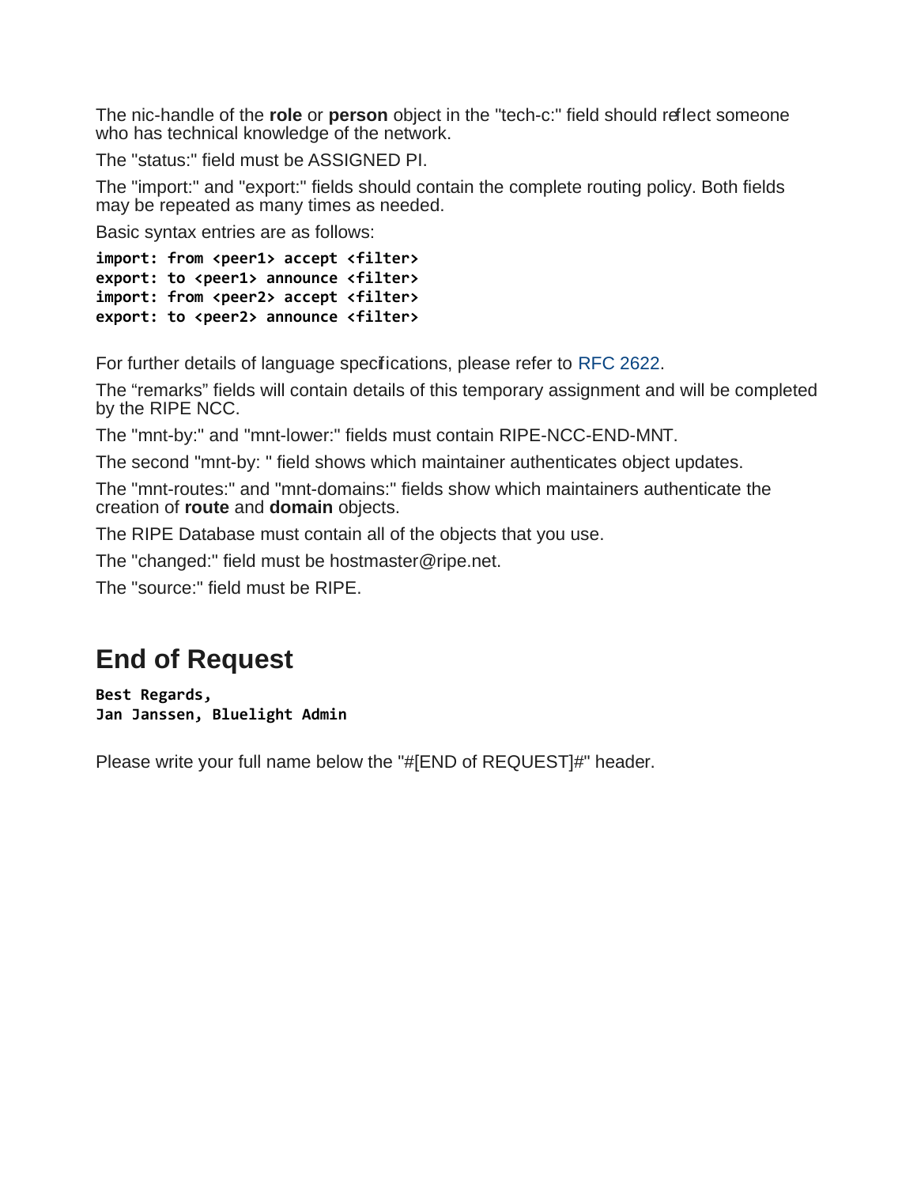The nic-handle of the **role** or **person** object in the "tech-c:" field should reflect someone who has technical knowledge of the network.

The "status:" field must be ASSIGNED PI.

The "import:" and "export:" fields should contain the complete routing policy. Both fields may be repeated as many times as needed.

Basic syntax entries are as follows:

```
import: from <peer1> accept <filter>
export: to <peer1> announce <filter>
import: from <peer2> accept <filter>
export: to <peer2> announce <filter>
```

For further details of language specifications, please refer to RFC 2622.

The "remarks" fields will contain details of this temporary assignment and will be completed by the RIPE NCC.

The "mnt-by:" and "mnt-lower:" fields must contain RIPE-NCC-END-MNT.

The second "mnt-by: " field shows which maintainer authenticates object updates.

The "mnt-routes:" and "mnt-domains:" fields show which maintainers authenticate the creation of **route** and **domain** objects.

The RIPE Database must contain all of the objects that you use.

The "changed:" field must be hostmaster@ripe.net.

The "source:" field must be RIPE.

## End of Request

```
Best Regards,
Jan Janssen, Bluelight Admin
```

Please write your full name below the "#[END of REQUEST]#" header.